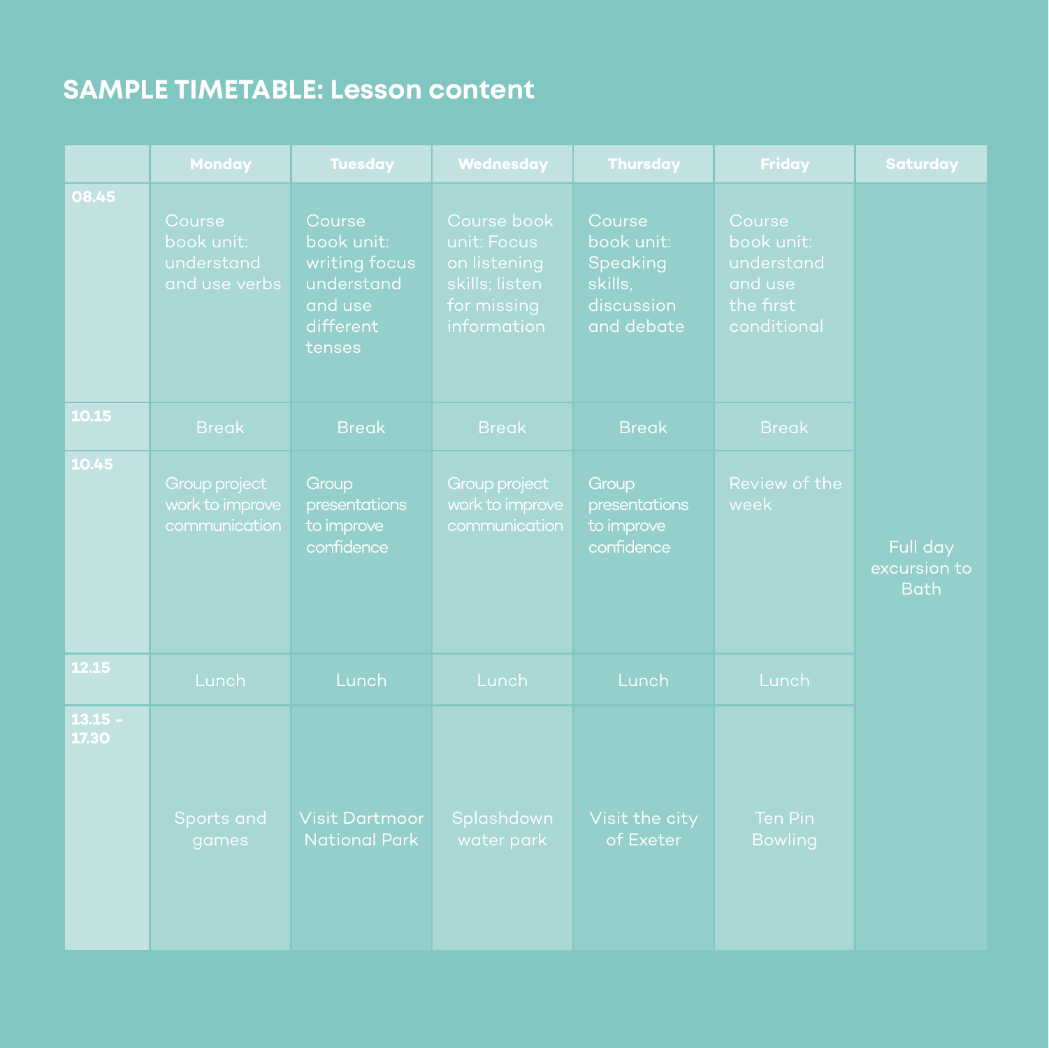# SAMPLE TIMETABLE: Lesson content

| | Monday | Tuesday | Wednesday | Thursday | Friday | Saturday |
|---|---|---|---|---|---|---|
| 08.45 | Course book unit: understand and use verbs | Course book unit: writing focus understand and use different tenses | Course book unit: Focus on listening skills; listen for missing information | Course book unit: Speaking skills, discussion and debate | Course book unit: understand and use the first conditional | Full day excursion to Bath |
| 10.15 | Break | Break | Break | Break | Break | |
| 10.45 | Group project work to improve communication | Group presentations to improve confidence | Group project work to improve communication | Group presentations to improve confidence | Review of the week | |
| 12.15 | Lunch | Lunch | Lunch | Lunch | Lunch | |
| 13.15 - 17.30 | Sports and games | Visit Dartmoor National Park | Splashdown water park | Visit the city of Exeter | Ten Pin Bowling | |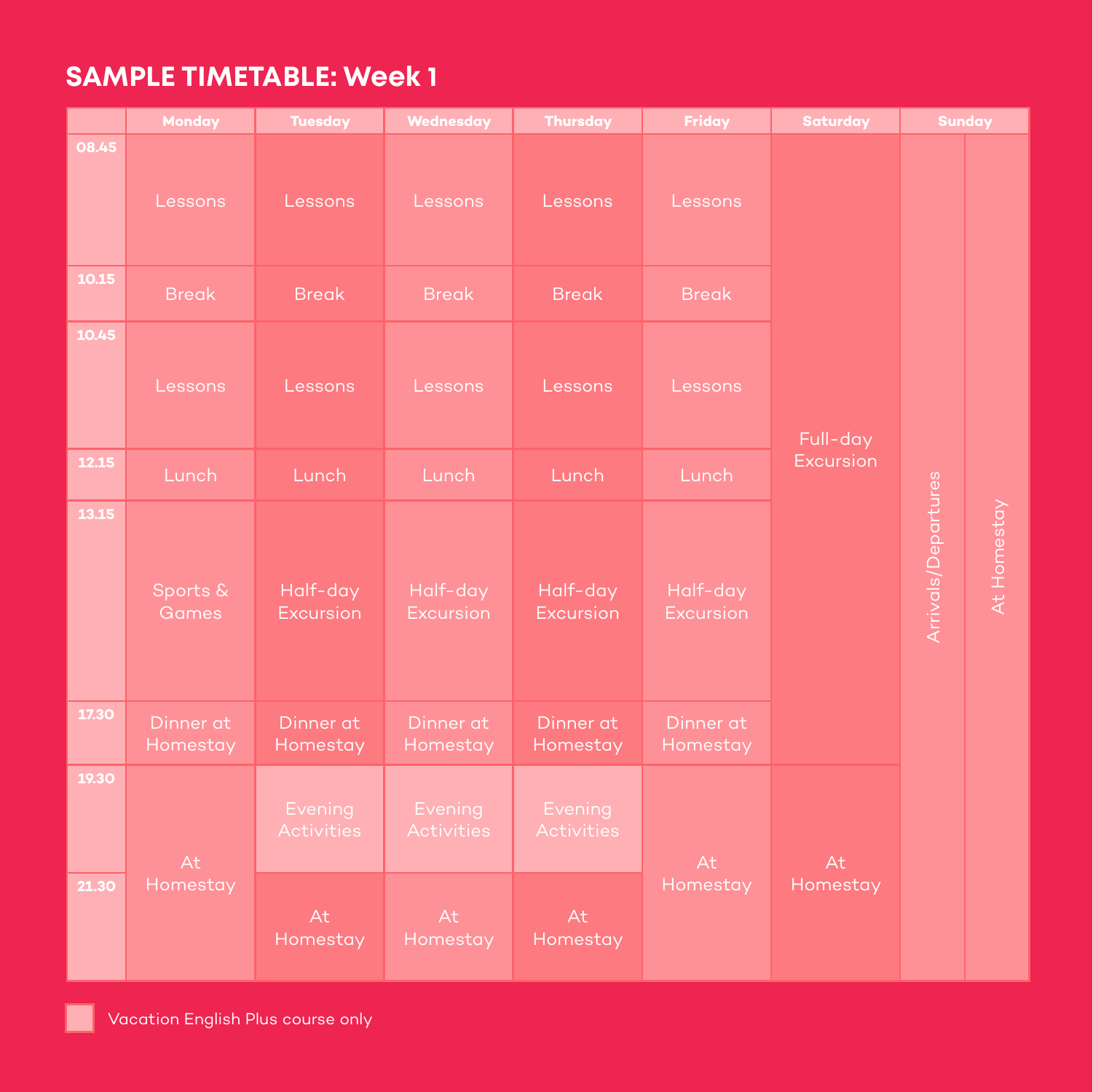# SAMPLE TIMETABLE: Week 1

| | Monday | Tuesday | Wednesday | Thursday | Friday | Saturday | Sunday | |
|---|---|---|---|---|---|---|---|---|
| 08.45 | Lessons | Lessons | Lessons | Lessons | Lessons | Full-day Excursion | Arrivals/Departures | At Homestay |
| 10.15 | Break | Break | Break | Break | Break | | | |
| 10.45 | Lessons | Lessons | Lessons | Lessons | Lessons | | | |
| 12.15 | Lunch | Lunch | Lunch | Lunch | Lunch | | | |
| 13.15 | Sports & Games | Half-day Excursion | Half-day Excursion | Half-day Excursion | Half-day Excursion | | | |
| 17.30 | Dinner at Homestay | Dinner at Homestay | Dinner at Homestay | Dinner at Homestay | Dinner at Homestay | | | |
| 19.30 | At Homestay | Evening Activities | Evening Activities | Evening Activities | At Homestay | At Homestay | | |
| 21.30 | | At Homestay | At Homestay | At Homestay | | | | |

Vacation English Plus course only (applies to the Evening Activities cells)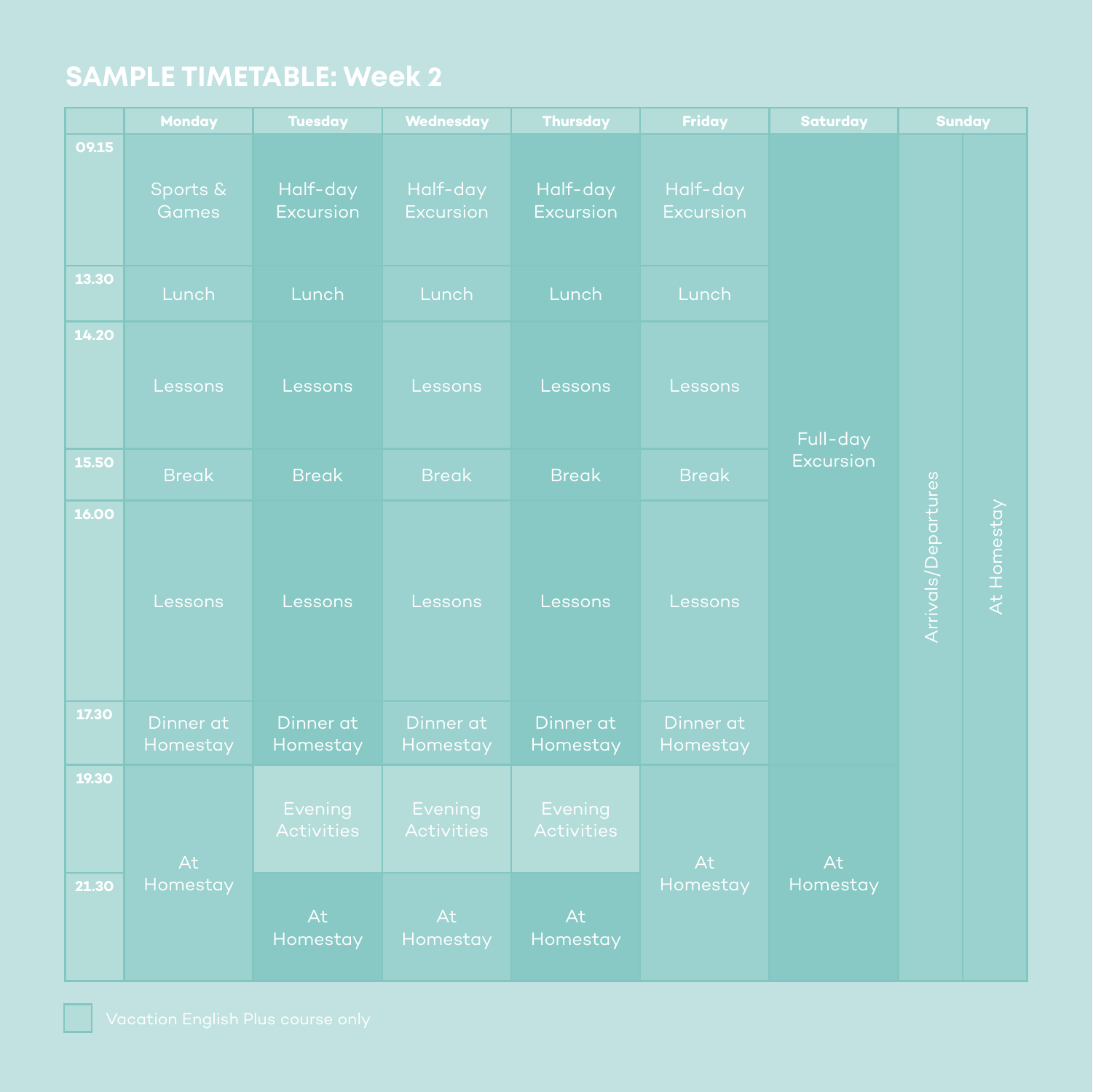## SAMPLE TIMETABLE: Week 2

| | Monday | Tuesday | Wednesday | Thursday | Friday | Saturday | Sunday | |
|---|---|---|---|---|---|---|---|---|
| 09.15 | Sports & Games | Half-day Excursion | Half-day Excursion | Half-day Excursion | Half-day Excursion | Full-day Excursion | Arrivals/Departures | At Homestay |
| 13.30 | Lunch | Lunch | Lunch | Lunch | Lunch | | | |
| 14.20 | Lessons | Lessons | Lessons | Lessons | Lessons | | | |
| 15.50 | Break | Break | Break | Break | Break | | | |
| 16.00 | Lessons | Lessons | Lessons | Lessons | Lessons | | | |
| 17.30 | Dinner at Homestay | Dinner at Homestay | Dinner at Homestay | Dinner at Homestay | Dinner at Homestay | | | |
| 19.30 | At Homestay | Evening Activities | Evening Activities | Evening Activities | At Homestay | At Homestay | | |
| 21.30 | | At Homestay | At Homestay | At Homestay | | | | |

Vacation English Plus course only